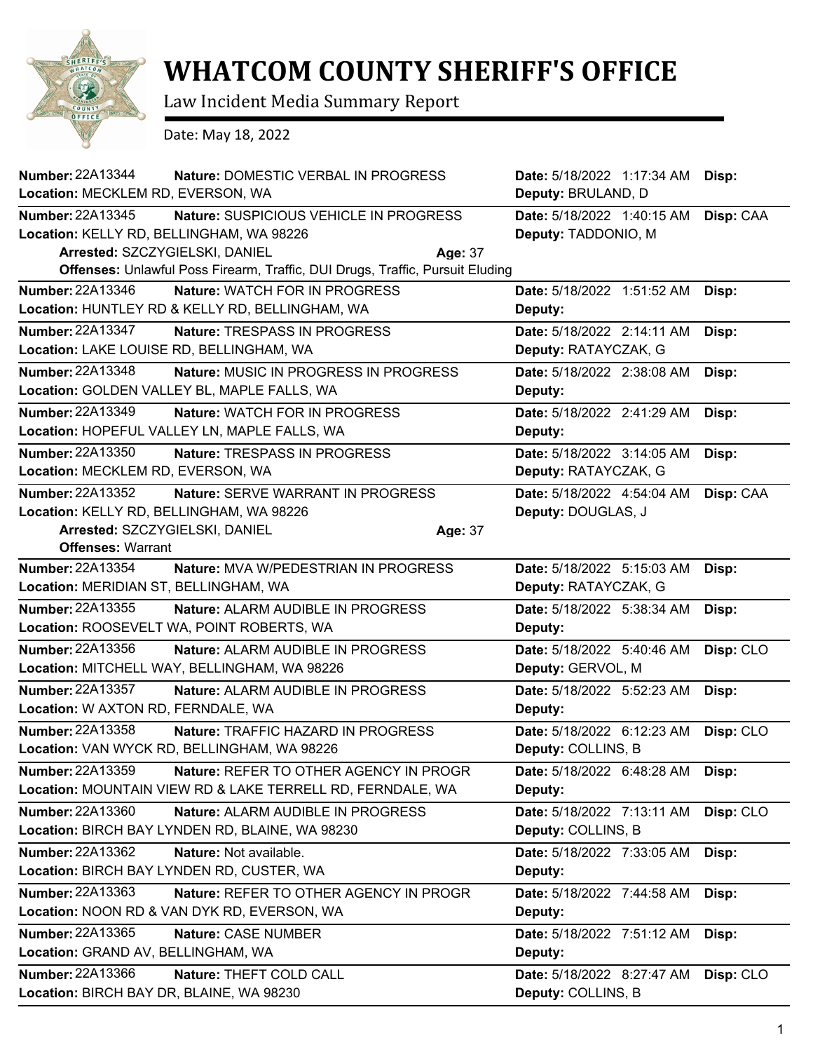# WHATCOM COUNTY SHERIFF'S OFFICE

Law Incident Media Summary Report

Date: May 18, 2022

---

**Number:** 22A13344 **Nature:** DOMESTIC VERBAL IN PROGRESS **Date:** 5/18/2022 1:17:34 AM **Disp:**
**Location:** MECKLEM RD, EVERSON, WA **Deputy:** BRULAND, D

---

**Number:** 22A13345 **Nature:** SUSPICIOUS VEHICLE IN PROGRESS **Date:** 5/18/2022 1:40:15 AM **Disp:** CAA
**Location:** KELLY RD, BELLINGHAM, WA 98226 **Deputy:** TADDONIO, M
**Arrested:** SZCZYGIELSKI, DANIEL **Age:** 37
**Offenses:** Unlawful Poss Firearm, Traffic, DUI Drugs, Traffic, Pursuit Eluding

---

**Number:** 22A13346 **Nature:** WATCH FOR IN PROGRESS **Date:** 5/18/2022 1:51:52 AM **Disp:**
**Location:** HUNTLEY RD & KELLY RD, BELLINGHAM, WA **Deputy:**

---

**Number:** 22A13347 **Nature:** TRESPASS IN PROGRESS **Date:** 5/18/2022 2:14:11 AM **Disp:**
**Location:** LAKE LOUISE RD, BELLINGHAM, WA **Deputy:** RATAYCZAK, G

---

**Number:** 22A13348 **Nature:** MUSIC IN PROGRESS IN PROGRESS **Date:** 5/18/2022 2:38:08 AM **Disp:**
**Location:** GOLDEN VALLEY BL, MAPLE FALLS, WA **Deputy:**

---

**Number:** 22A13349 **Nature:** WATCH FOR IN PROGRESS **Date:** 5/18/2022 2:41:29 AM **Disp:**
**Location:** HOPEFUL VALLEY LN, MAPLE FALLS, WA **Deputy:**

---

**Number:** 22A13350 **Nature:** TRESPASS IN PROGRESS **Date:** 5/18/2022 3:14:05 AM **Disp:**
**Location:** MECKLEM RD, EVERSON, WA **Deputy:** RATAYCZAK, G

---

**Number:** 22A13352 **Nature:** SERVE WARRANT IN PROGRESS **Date:** 5/18/2022 4:54:04 AM **Disp:** CAA
**Location:** KELLY RD, BELLINGHAM, WA 98226 **Deputy:** DOUGLAS, J
**Arrested:** SZCZYGIELSKI, DANIEL **Age:** 37
**Offenses:** Warrant

---

**Number:** 22A13354 **Nature:** MVA W/PEDESTRIAN IN PROGRESS **Date:** 5/18/2022 5:15:03 AM **Disp:**
**Location:** MERIDIAN ST, BELLINGHAM, WA **Deputy:** RATAYCZAK, G

---

**Number:** 22A13355 **Nature:** ALARM AUDIBLE IN PROGRESS **Date:** 5/18/2022 5:38:34 AM **Disp:**
**Location:** ROOSEVELT WA, POINT ROBERTS, WA **Deputy:**

---

**Number:** 22A13356 **Nature:** ALARM AUDIBLE IN PROGRESS **Date:** 5/18/2022 5:40:46 AM **Disp:** CLO
**Location:** MITCHELL WAY, BELLINGHAM, WA 98226 **Deputy:** GERVOL, M

---

**Number:** 22A13357 **Nature:** ALARM AUDIBLE IN PROGRESS **Date:** 5/18/2022 5:52:23 AM **Disp:**
**Location:** W AXTON RD, FERNDALE, WA **Deputy:**

---

**Number:** 22A13358 **Nature:** TRAFFIC HAZARD IN PROGRESS **Date:** 5/18/2022 6:12:23 AM **Disp:** CLO
**Location:** VAN WYCK RD, BELLINGHAM, WA 98226 **Deputy:** COLLINS, B

---

**Number:** 22A13359 **Nature:** REFER TO OTHER AGENCY IN PROGR **Date:** 5/18/2022 6:48:28 AM **Disp:**
**Location:** MOUNTAIN VIEW RD & LAKE TERRELL RD, FERNDALE, WA **Deputy:**

---

**Number:** 22A13360 **Nature:** ALARM AUDIBLE IN PROGRESS **Date:** 5/18/2022 7:13:11 AM **Disp:** CLO
**Location:** BIRCH BAY LYNDEN RD, BLAINE, WA 98230 **Deputy:** COLLINS, B

---

**Number:** 22A13362 **Nature:** Not available. **Date:** 5/18/2022 7:33:05 AM **Disp:**
**Location:** BIRCH BAY LYNDEN RD, CUSTER, WA **Deputy:**

---

**Number:** 22A13363 **Nature:** REFER TO OTHER AGENCY IN PROGR **Date:** 5/18/2022 7:44:58 AM **Disp:**
**Location:** NOON RD & VAN DYK RD, EVERSON, WA **Deputy:**

---

**Number:** 22A13365 **Nature:** CASE NUMBER **Date:** 5/18/2022 7:51:12 AM **Disp:**
**Location:** GRAND AV, BELLINGHAM, WA **Deputy:**

---

**Number:** 22A13366 **Nature:** THEFT COLD CALL **Date:** 5/18/2022 8:27:47 AM **Disp:** CLO
**Location:** BIRCH BAY DR, BLAINE, WA 98230 **Deputy:** COLLINS, B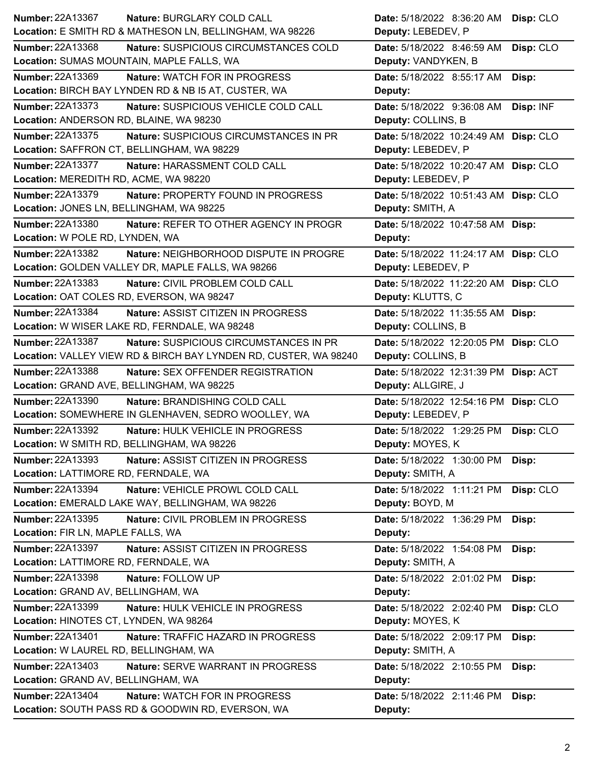| Number | Nature | Location | Date | Deputy | Disp |
|---|---|---|---|---|---|
| 22A13367 | BURGLARY COLD CALL | E SMITH RD & MATHESON LN, BELLINGHAM, WA 98226 | 5/18/2022 8:36:20 AM | LEBEDEV, P | CLO |
| 22A13368 | SUSPICIOUS CIRCUMSTANCES COLD | SUMAS MOUNTAIN, MAPLE FALLS, WA | 5/18/2022 8:46:59 AM | VANDYKEN, B | CLO |
| 22A13369 | WATCH FOR IN PROGRESS | BIRCH BAY LYNDEN RD & NB I5 AT, CUSTER, WA | 5/18/2022 8:55:17 AM | | |
| 22A13373 | SUSPICIOUS VEHICLE COLD CALL | ANDERSON RD, BLAINE, WA 98230 | 5/18/2022 9:36:08 AM | COLLINS, B | INF |
| 22A13375 | SUSPICIOUS CIRCUMSTANCES IN PR | SAFFRON CT, BELLINGHAM, WA 98229 | 5/18/2022 10:24:49 AM | LEBEDEV, P | CLO |
| 22A13377 | HARASSMENT COLD CALL | MEREDITH RD, ACME, WA 98220 | 5/18/2022 10:20:47 AM | LEBEDEV, P | CLO |
| 22A13379 | PROPERTY FOUND IN PROGRESS | JONES LN, BELLINGHAM, WA 98225 | 5/18/2022 10:51:43 AM | SMITH, A | CLO |
| 22A13380 | REFER TO OTHER AGENCY IN PROGR | W POLE RD, LYNDEN, WA | 5/18/2022 10:47:58 AM | | |
| 22A13382 | NEIGHBORHOOD DISPUTE IN PROGRE | GOLDEN VALLEY DR, MAPLE FALLS, WA 98266 | 5/18/2022 11:24:17 AM | LEBEDEV, P | CLO |
| 22A13383 | CIVIL PROBLEM COLD CALL | OAT COLES RD, EVERSON, WA 98247 | 5/18/2022 11:22:20 AM | KLUTTS, C | CLO |
| 22A13384 | ASSIST CITIZEN IN PROGRESS | W WISER LAKE RD, FERNDALE, WA 98248 | 5/18/2022 11:35:55 AM | COLLINS, B | |
| 22A13387 | SUSPICIOUS CIRCUMSTANCES IN PR | VALLEY VIEW RD & BIRCH BAY LYNDEN RD, CUSTER, WA 98240 | 5/18/2022 12:20:05 PM | COLLINS, B | CLO |
| 22A13388 | SEX OFFENDER REGISTRATION | GRAND AVE, BELLINGHAM, WA 98225 | 5/18/2022 12:31:39 PM | ALLGIRE, J | ACT |
| 22A13390 | BRANDISHING COLD CALL | SOMEWHERE IN GLENHAVEN, SEDRO WOOLLEY, WA | 5/18/2022 12:54:16 PM | LEBEDEV, P | CLO |
| 22A13392 | HULK VEHICLE IN PROGRESS | W SMITH RD, BELLINGHAM, WA 98226 | 5/18/2022 1:29:25 PM | MOYES, K | CLO |
| 22A13393 | ASSIST CITIZEN IN PROGRESS | LATTIMORE RD, FERNDALE, WA | 5/18/2022 1:30:00 PM | SMITH, A | |
| 22A13394 | VEHICLE PROWL COLD CALL | EMERALD LAKE WAY, BELLINGHAM, WA 98226 | 5/18/2022 1:11:21 PM | BOYD, M | CLO |
| 22A13395 | CIVIL PROBLEM IN PROGRESS | FIR LN, MAPLE FALLS, WA | 5/18/2022 1:36:29 PM | | |
| 22A13397 | ASSIST CITIZEN IN PROGRESS | LATTIMORE RD, FERNDALE, WA | 5/18/2022 1:54:08 PM | SMITH, A | |
| 22A13398 | FOLLOW UP | GRAND AV, BELLINGHAM, WA | 5/18/2022 2:01:02 PM | | |
| 22A13399 | HULK VEHICLE IN PROGRESS | HINOTES CT, LYNDEN, WA 98264 | 5/18/2022 2:02:40 PM | MOYES, K | CLO |
| 22A13401 | TRAFFIC HAZARD IN PROGRESS | W LAUREL RD, BELLINGHAM, WA | 5/18/2022 2:09:17 PM | SMITH, A | |
| 22A13403 | SERVE WARRANT IN PROGRESS | GRAND AV, BELLINGHAM, WA | 5/18/2022 2:10:55 PM | | |
| 22A13404 | WATCH FOR IN PROGRESS | SOUTH PASS RD & GOODWIN RD, EVERSON, WA | 5/18/2022 2:11:46 PM | | |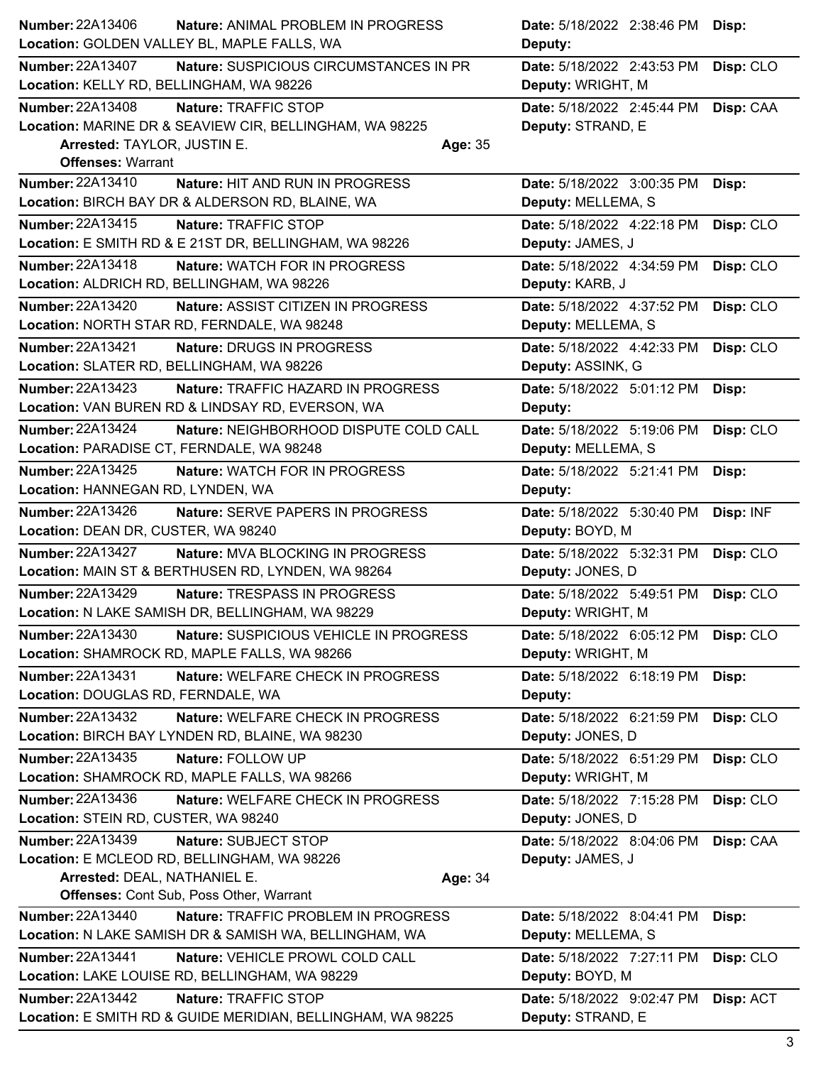**Number:** 22A13406 **Nature:** ANIMAL PROBLEM IN PROGRESS **Date:** 5/18/2022 2:38:46 PM **Disp:**
**Location:** GOLDEN VALLEY BL, MAPLE FALLS, WA **Deputy:**

---

**Number:** 22A13407 **Nature:** SUSPICIOUS CIRCUMSTANCES IN PR **Date:** 5/18/2022 2:43:53 PM **Disp:** CLO
**Location:** KELLY RD, BELLINGHAM, WA 98226 **Deputy:** WRIGHT, M

---

**Number:** 22A13408 **Nature:** TRAFFIC STOP **Date:** 5/18/2022 2:45:44 PM **Disp:** CAA
**Location:** MARINE DR & SEAVIEW CIR, BELLINGHAM, WA 98225 **Deputy:** STRAND, E
**Arrested:** TAYLOR, JUSTIN E. **Age:** 35
**Offenses:** Warrant

---

**Number:** 22A13410 **Nature:** HIT AND RUN IN PROGRESS **Date:** 5/18/2022 3:00:35 PM **Disp:**
**Location:** BIRCH BAY DR & ALDERSON RD, BLAINE, WA **Deputy:** MELLEMA, S

---

**Number:** 22A13415 **Nature:** TRAFFIC STOP **Date:** 5/18/2022 4:22:18 PM **Disp:** CLO
**Location:** E SMITH RD & E 21ST DR, BELLINGHAM, WA 98226 **Deputy:** JAMES, J

---

**Number:** 22A13418 **Nature:** WATCH FOR IN PROGRESS **Date:** 5/18/2022 4:34:59 PM **Disp:** CLO
**Location:** ALDRICH RD, BELLINGHAM, WA 98226 **Deputy:** KARB, J

---

**Number:** 22A13420 **Nature:** ASSIST CITIZEN IN PROGRESS **Date:** 5/18/2022 4:37:52 PM **Disp:** CLO
**Location:** NORTH STAR RD, FERNDALE, WA 98248 **Deputy:** MELLEMA, S

---

**Number:** 22A13421 **Nature:** DRUGS IN PROGRESS **Date:** 5/18/2022 4:42:33 PM **Disp:** CLO
**Location:** SLATER RD, BELLINGHAM, WA 98226 **Deputy:** ASSINK, G

---

**Number:** 22A13423 **Nature:** TRAFFIC HAZARD IN PROGRESS **Date:** 5/18/2022 5:01:12 PM **Disp:**
**Location:** VAN BUREN RD & LINDSAY RD, EVERSON, WA **Deputy:**

---

**Number:** 22A13424 **Nature:** NEIGHBORHOOD DISPUTE COLD CALL **Date:** 5/18/2022 5:19:06 PM **Disp:** CLO
**Location:** PARADISE CT, FERNDALE, WA 98248 **Deputy:** MELLEMA, S

---

**Number:** 22A13425 **Nature:** WATCH FOR IN PROGRESS **Date:** 5/18/2022 5:21:41 PM **Disp:**
**Location:** HANNEGAN RD, LYNDEN, WA **Deputy:**

---

**Number:** 22A13426 **Nature:** SERVE PAPERS IN PROGRESS **Date:** 5/18/2022 5:30:40 PM **Disp:** INF
**Location:** DEAN DR, CUSTER, WA 98240 **Deputy:** BOYD, M

---

**Number:** 22A13427 **Nature:** MVA BLOCKING IN PROGRESS **Date:** 5/18/2022 5:32:31 PM **Disp:** CLO
**Location:** MAIN ST & BERTHUSEN RD, LYNDEN, WA 98264 **Deputy:** JONES, D

---

**Number:** 22A13429 **Nature:** TRESPASS IN PROGRESS **Date:** 5/18/2022 5:49:51 PM **Disp:** CLO
**Location:** N LAKE SAMISH DR, BELLINGHAM, WA 98229 **Deputy:** WRIGHT, M

---

**Number:** 22A13430 **Nature:** SUSPICIOUS VEHICLE IN PROGRESS **Date:** 5/18/2022 6:05:12 PM **Disp:** CLO
**Location:** SHAMROCK RD, MAPLE FALLS, WA 98266 **Deputy:** WRIGHT, M

---

**Number:** 22A13431 **Nature:** WELFARE CHECK IN PROGRESS **Date:** 5/18/2022 6:18:19 PM **Disp:**
**Location:** DOUGLAS RD, FERNDALE, WA **Deputy:**

---

**Number:** 22A13432 **Nature:** WELFARE CHECK IN PROGRESS **Date:** 5/18/2022 6:21:59 PM **Disp:** CLO
**Location:** BIRCH BAY LYNDEN RD, BLAINE, WA 98230 **Deputy:** JONES, D

---

**Number:** 22A13435 **Nature:** FOLLOW UP **Date:** 5/18/2022 6:51:29 PM **Disp:** CLO
**Location:** SHAMROCK RD, MAPLE FALLS, WA 98266 **Deputy:** WRIGHT, M

---

**Number:** 22A13436 **Nature:** WELFARE CHECK IN PROGRESS **Date:** 5/18/2022 7:15:28 PM **Disp:** CLO
**Location:** STEIN RD, CUSTER, WA 98240 **Deputy:** JONES, D

---

**Number:** 22A13439 **Nature:** SUBJECT STOP **Date:** 5/18/2022 8:04:06 PM **Disp:** CAA
**Location:** E MCLEOD RD, BELLINGHAM, WA 98226 **Deputy:** JAMES, J
**Arrested:** DEAL, NATHANIEL E. **Age:** 34
**Offenses:** Cont Sub, Poss Other, Warrant

---

**Number:** 22A13440 **Nature:** TRAFFIC PROBLEM IN PROGRESS **Date:** 5/18/2022 8:04:41 PM **Disp:**
**Location:** N LAKE SAMISH DR & SAMISH WA, BELLINGHAM, WA **Deputy:** MELLEMA, S

---

**Number:** 22A13441 **Nature:** VEHICLE PROWL COLD CALL **Date:** 5/18/2022 7:27:11 PM **Disp:** CLO
**Location:** LAKE LOUISE RD, BELLINGHAM, WA 98229 **Deputy:** BOYD, M

---

**Number:** 22A13442 **Nature:** TRAFFIC STOP **Date:** 5/18/2022 9:02:47 PM **Disp:** ACT
**Location:** E SMITH RD & GUIDE MERIDIAN, BELLINGHAM, WA 98225 **Deputy:** STRAND, E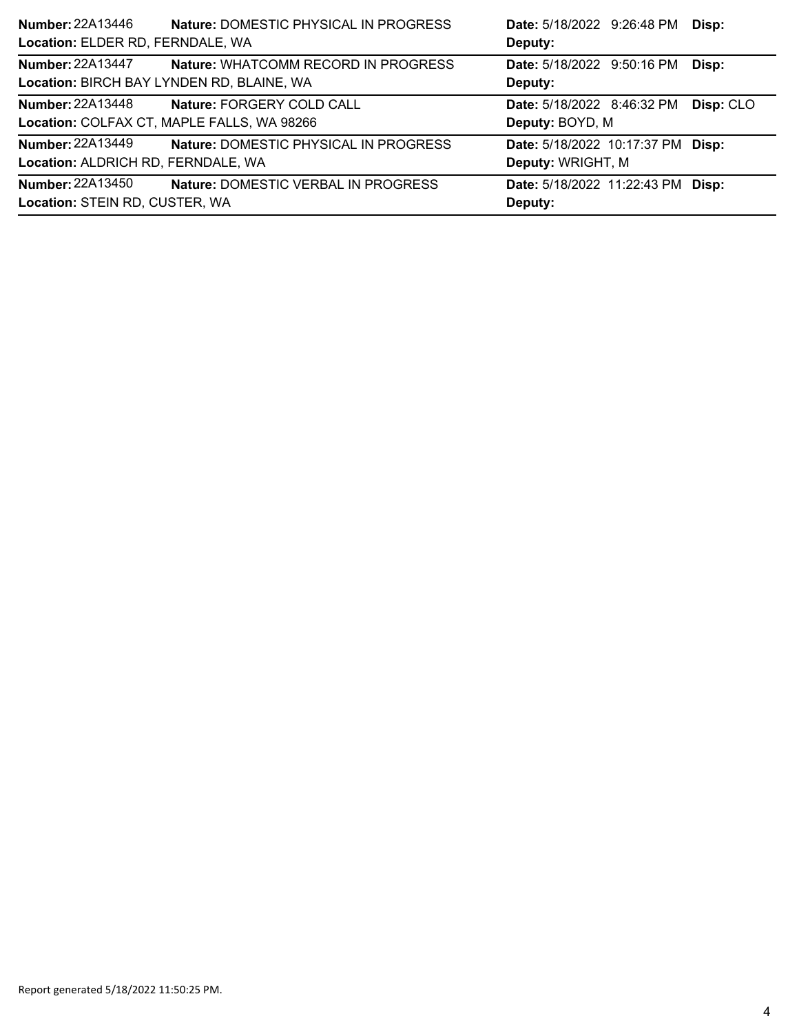**Number:** 22A13446 **Nature:** DOMESTIC PHYSICAL IN PROGRESS **Date:** 5/18/2022 9:26:48 PM **Disp:**
**Location:** ELDER RD, FERNDALE, WA **Deputy:**

**Number:** 22A13447 **Nature:** WHATCOMM RECORD IN PROGRESS **Date:** 5/18/2022 9:50:16 PM **Disp:**
**Location:** BIRCH BAY LYNDEN RD, BLAINE, WA **Deputy:**

**Number:** 22A13448 **Nature:** FORGERY COLD CALL **Date:** 5/18/2022 8:46:32 PM **Disp:** CLO
**Location:** COLFAX CT, MAPLE FALLS, WA 98266 **Deputy:** BOYD, M

**Number:** 22A13449 **Nature:** DOMESTIC PHYSICAL IN PROGRESS **Date:** 5/18/2022 10:17:37 PM **Disp:**
**Location:** ALDRICH RD, FERNDALE, WA **Deputy:** WRIGHT, M

**Number:** 22A13450 **Nature:** DOMESTIC VERBAL IN PROGRESS **Date:** 5/18/2022 11:22:43 PM **Disp:**
**Location:** STEIN RD, CUSTER, WA **Deputy:**

Report generated 5/18/2022 11:50:25 PM.